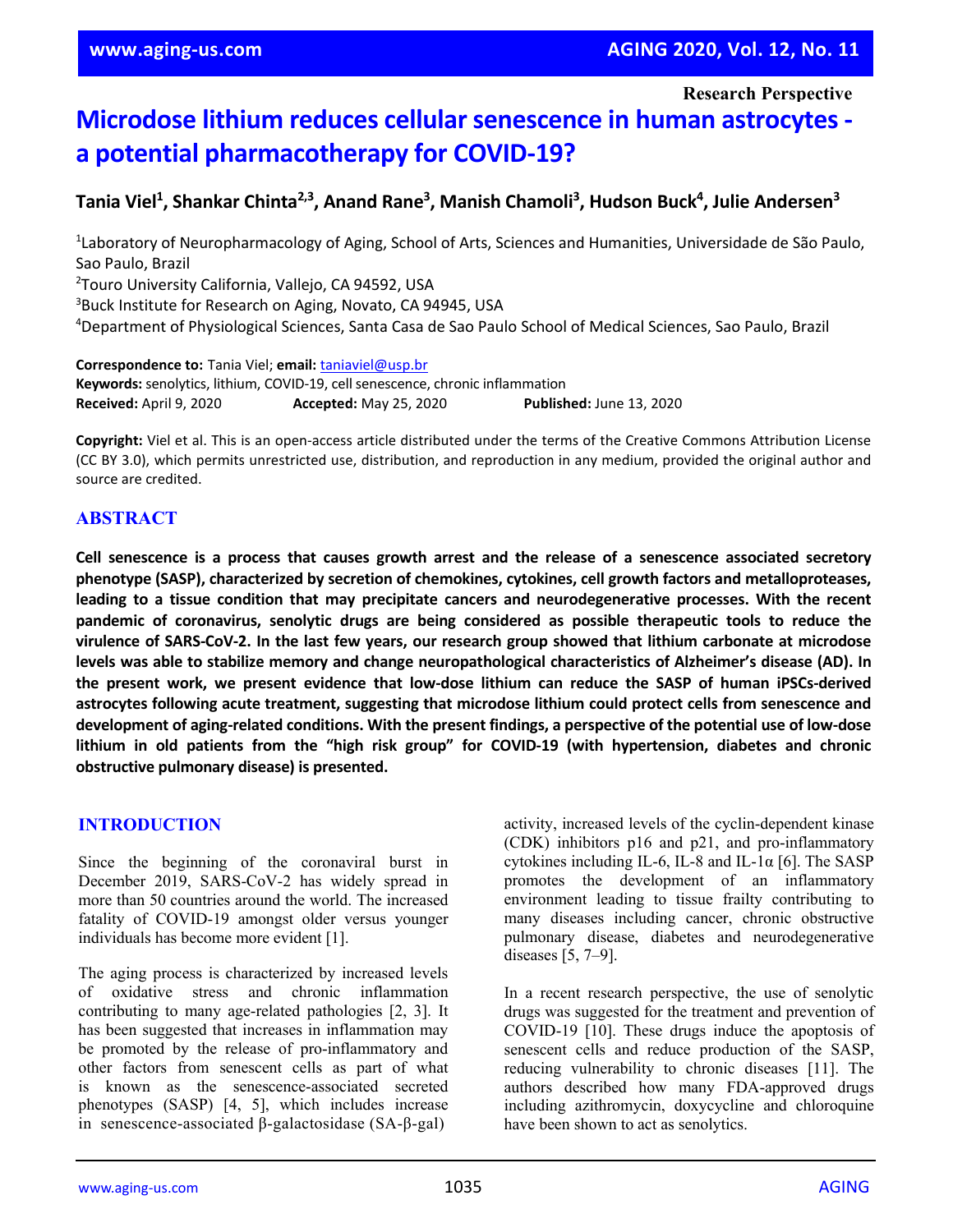Research Perspective

# Microdose lithium reduces cellular senescence in human astrocytes - a potential pharmacotherapy for COVID-19?

**Tania Viel[1], Shankar Chinta[2,3], Anand Rane[3], Manish Chamoli[3], Hudson Buck[4], Julie Andersen[3]**

[1]Laboratory of Neuropharmacology of Aging, School of Arts, Sciences and Humanities, Universidade de São Paulo, Sao Paulo, Brazil
[2]Touro University California, Vallejo, CA 94592, USA
[3]Buck Institute for Research on Aging, Novato, CA 94945, USA
[4]Department of Physiological Sciences, Santa Casa de Sao Paulo School of Medical Sciences, Sao Paulo, Brazil

**Correspondence to:** Tania Viel; **email:** taniaviel@usp.br
**Keywords:** senolytics, lithium, COVID-19, cell senescence, chronic inflammation
**Received:** April 9, 2020 **Accepted:** May 25, 2020 **Published:** June 13, 2020

**Copyright:** Viel et al. This is an open-access article distributed under the terms of the Creative Commons Attribution License (CC BY 3.0), which permits unrestricted use, distribution, and reproduction in any medium, provided the original author and source are credited.

## ABSTRACT

**Cell senescence is a process that causes growth arrest and the release of a senescence associated secretory phenotype (SASP), characterized by secretion of chemokines, cytokines, cell growth factors and metalloproteases, leading to a tissue condition that may precipitate cancers and neurodegenerative processes. With the recent pandemic of coronavirus, senolytic drugs are being considered as possible therapeutic tools to reduce the virulence of SARS-CoV-2. In the last few years, our research group showed that lithium carbonate at microdose levels was able to stabilize memory and change neuropathological characteristics of Alzheimer's disease (AD). In the present work, we present evidence that low-dose lithium can reduce the SASP of human iPSCs-derived astrocytes following acute treatment, suggesting that microdose lithium could protect cells from senescence and development of aging-related conditions. With the present findings, a perspective of the potential use of low-dose lithium in old patients from the "high risk group" for COVID-19 (with hypertension, diabetes and chronic obstructive pulmonary disease) is presented.**

## INTRODUCTION

Since the beginning of the coronaviral burst in December 2019, SARS-CoV-2 has widely spread in more than 50 countries around the world. The increased fatality of COVID-19 amongst older versus younger individuals has become more evident [1].

The aging process is characterized by increased levels of oxidative stress and chronic inflammation contributing to many age-related pathologies [2, 3]. It has been suggested that increases in inflammation may be promoted by the release of pro-inflammatory and other factors from senescent cells as part of what is known as the senescence-associated secreted phenotypes (SASP) [4, 5], which includes increase in senescence-associated β-galactosidase (SA-β-gal) activity, increased levels of the cyclin-dependent kinase (CDK) inhibitors p16 and p21, and pro-inflammatory cytokines including IL-6, IL-8 and IL-1α [6]. The SASP promotes the development of an inflammatory environment leading to tissue frailty contributing to many diseases including cancer, chronic obstructive pulmonary disease, diabetes and neurodegenerative diseases [5, 7–9].

In a recent research perspective, the use of senolytic drugs was suggested for the treatment and prevention of COVID-19 [10]. These drugs induce the apoptosis of senescent cells and reduce production of the SASP, reducing vulnerability to chronic diseases [11]. The authors described how many FDA-approved drugs including azithromycin, doxycycline and chloroquine have been shown to act as senolytics.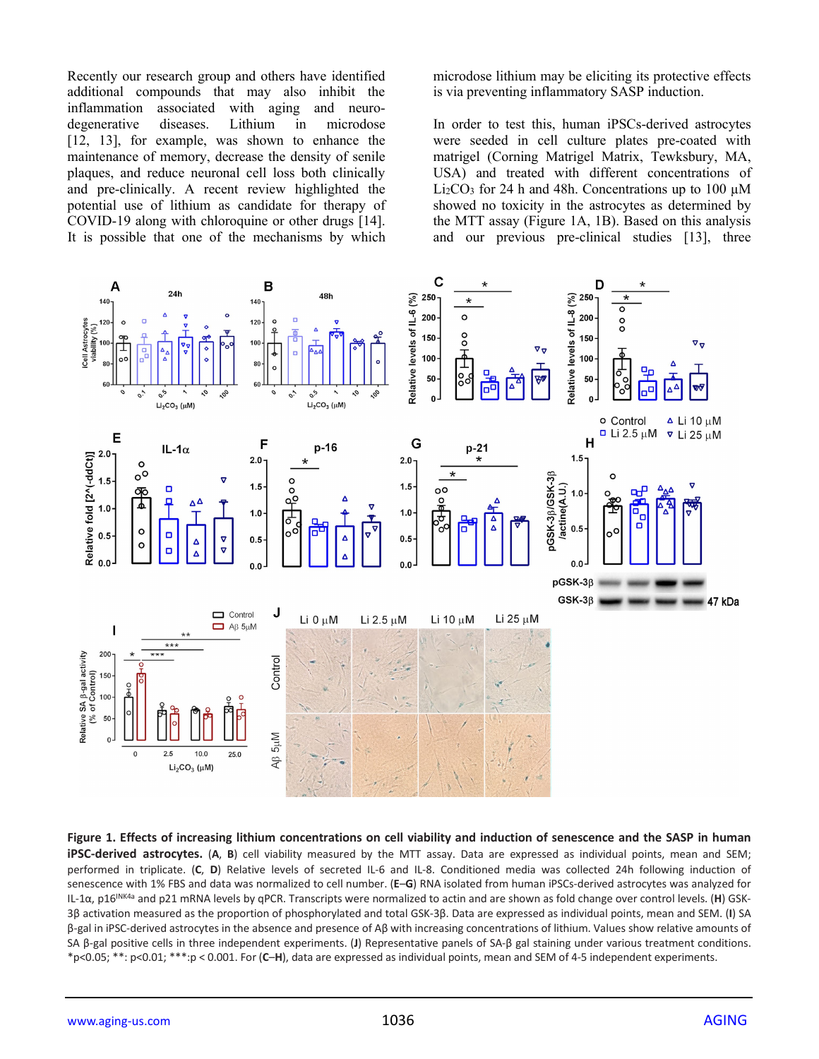Recently our research group and others have identified additional compounds that may also inhibit the inflammation associated with aging and neurodegenerative diseases. Lithium in microdose [12, 13], for example, was shown to enhance the maintenance of memory, decrease the density of senile plaques, and reduce neuronal cell loss both clinically and pre-clinically. A recent review highlighted the potential use of lithium as candidate for therapy of COVID-19 along with chloroquine or other drugs [14]. It is possible that one of the mechanisms by which microdose lithium may be eliciting its protective effects is via preventing inflammatory SASP induction.

In order to test this, human iPSCs-derived astrocytes were seeded in cell culture plates pre-coated with matrigel (Corning Matrigel Matrix, Tewksbury, MA, USA) and treated with different concentrations of $Li_2CO_3$ for 24 h and 48h. Concentrations up to 100 µM showed no toxicity in the astrocytes as determined by the MTT assay (Figure 1A, 1B). Based on this analysis and our previous pre-clinical studies [13], three

**Figure 1. Effects of increasing lithium concentrations on cell viability and induction of senescence and the SASP in human iPSC-derived astrocytes.** (**A**, **B**) cell viability measured by the MTT assay. Data are expressed as individual points, mean and SEM; performed in triplicate. (**C**, **D**) Relative levels of secreted IL-6 and IL-8. Conditioned media was collected 24h following induction of senescence with 1% FBS and data was normalized to cell number. (**E**–**G**) RNA isolated from human iPSCs-derived astrocytes was analyzed for IL-1α, p16[INK4a] and p21 mRNA levels by qPCR. Transcripts were normalized to actin and are shown as fold change over control levels. (**H**) GSK-3β activation measured as the proportion of phosphorylated and total GSK-3β. Data are expressed as individual points, mean and SEM. (**I**) SA β-gal in iPSC-derived astrocytes in the absence and presence of Aβ with increasing concentrations of lithium. Values show relative amounts of SA β-gal positive cells in three independent experiments. (**J**) Representative panels of SA-β gal staining under various treatment conditions. *p<0.05; **: p<0.01; ***:p < 0.001. For (**C**–**H**), data are expressed as individual points, mean and SEM of 4-5 independent experiments.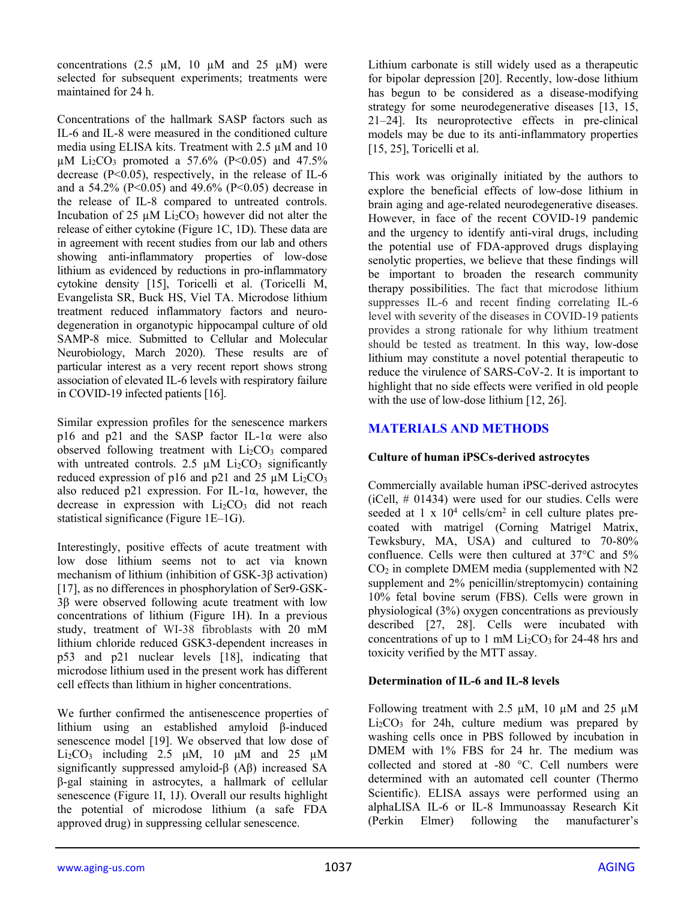concentrations (2.5 μM, 10 μM and 25 μM) were selected for subsequent experiments; treatments were maintained for 24 h.

Concentrations of the hallmark SASP factors such as IL-6 and IL-8 were measured in the conditioned culture media using ELISA kits. Treatment with 2.5 μM and 10 μM $Li_2CO_3$ promoted a 57.6% ($P<0.05$) and 47.5% decrease ($P<0.05$), respectively, in the release of IL-6 and a 54.2% ($P<0.05$) and 49.6% ($P<0.05$) decrease in the release of IL-8 compared to untreated controls. Incubation of 25 μM $Li_2CO_3$ however did not alter the release of either cytokine (Figure 1C, 1D). These data are in agreement with recent studies from our lab and others showing anti-inflammatory properties of low-dose lithium as evidenced by reductions in pro-inflammatory cytokine density [15], Toricelli et al. (Toricelli M, Evangelista SR, Buck HS, Viel TA. Microdose lithium treatment reduced inflammatory factors and neuro-degeneration in organotypic hippocampal culture of old SAMP-8 mice. Submitted to Cellular and Molecular Neurobiology, March 2020). These results are of particular interest as a very recent report shows strong association of elevated IL-6 levels with respiratory failure in COVID-19 infected patients [16].

Similar expression profiles for the senescence markers p16 and p21 and the SASP factor IL-1α were also observed following treatment with $Li_2CO_3$ compared with untreated controls. 2.5 μM $Li_2CO_3$ significantly reduced expression of p16 and p21 and 25 μM $Li_2CO_3$ also reduced p21 expression. For IL-1α, however, the decrease in expression with $Li_2CO_3$ did not reach statistical significance (Figure 1E–1G).

Interestingly, positive effects of acute treatment with low dose lithium seems not to act via known mechanism of lithium (inhibition of GSK-3β activation) [17], as no differences in phosphorylation of Ser9-GSK-3β were observed following acute treatment with low concentrations of lithium (Figure 1H). In a previous study, treatment of WI-38 fibroblasts with 20 mM lithium chloride reduced GSK3-dependent increases in p53 and p21 nuclear levels [18], indicating that microdose lithium used in the present work has different cell effects than lithium in higher concentrations.

We further confirmed the antisenescence properties of lithium using an established amyloid β-induced senescence model [19]. We observed that low dose of $Li_2CO_3$ including 2.5 μM, 10 μM and 25 μM significantly suppressed amyloid-β (Aβ) increased SA β-gal staining in astrocytes, a hallmark of cellular senescence (Figure 1I, 1J). Overall our results highlight the potential of microdose lithium (a safe FDA approved drug) in suppressing cellular senescence.

Lithium carbonate is still widely used as a therapeutic for bipolar depression [20]. Recently, low-dose lithium has begun to be considered as a disease-modifying strategy for some neurodegenerative diseases [13, 15, 21–24]. Its neuroprotective effects in pre-clinical models may be due to its anti-inflammatory properties [15, 25], Toricelli et al.

This work was originally initiated by the authors to explore the beneficial effects of low-dose lithium in brain aging and age-related neurodegenerative diseases. However, in face of the recent COVID-19 pandemic and the urgency to identify anti-viral drugs, including the potential use of FDA-approved drugs displaying senolytic properties, we believe that these findings will be important to broaden the research community therapy possibilities. The fact that microdose lithium suppresses IL-6 and recent finding correlating IL-6 level with severity of the diseases in COVID-19 patients provides a strong rationale for why lithium treatment should be tested as treatment. In this way, low-dose lithium may constitute a novel potential therapeutic to reduce the virulence of SARS-CoV-2. It is important to highlight that no side effects were verified in old people with the use of low-dose lithium [12, 26].

## MATERIALS AND METHODS

### Culture of human iPSCs-derived astrocytes

Commercially available human iPSC-derived astrocytes (iCell, # 01434) were used for our studies. Cells were seeded at $1 \times 10^4$ cells/cm$^2$ in cell culture plates pre-coated with matrigel (Corning Matrigel Matrix, Tewksbury, MA, USA) and cultured to 70-80% confluence. Cells were then cultured at 37°C and 5% $CO_2$ in complete DMEM media (supplemented with N2 supplement and 2% penicillin/streptomycin) containing 10% fetal bovine serum (FBS). Cells were grown in physiological (3%) oxygen concentrations as previously described [27, 28]. Cells were incubated with concentrations of up to 1 mM $Li_2CO_3$ for 24-48 hrs and toxicity verified by the MTT assay.

### Determination of IL-6 and IL-8 levels

Following treatment with 2.5 μM, 10 μM and 25 μM $Li_2CO_3$ for 24h, culture medium was prepared by washing cells once in PBS followed by incubation in DMEM with 1% FBS for 24 hr. The medium was collected and stored at -80 °C. Cell numbers were determined with an automated cell counter (Thermo Scientific). ELISA assays were performed using an alphaLISA IL-6 or IL-8 Immunoassay Research Kit (Perkin Elmer) following the manufacturer's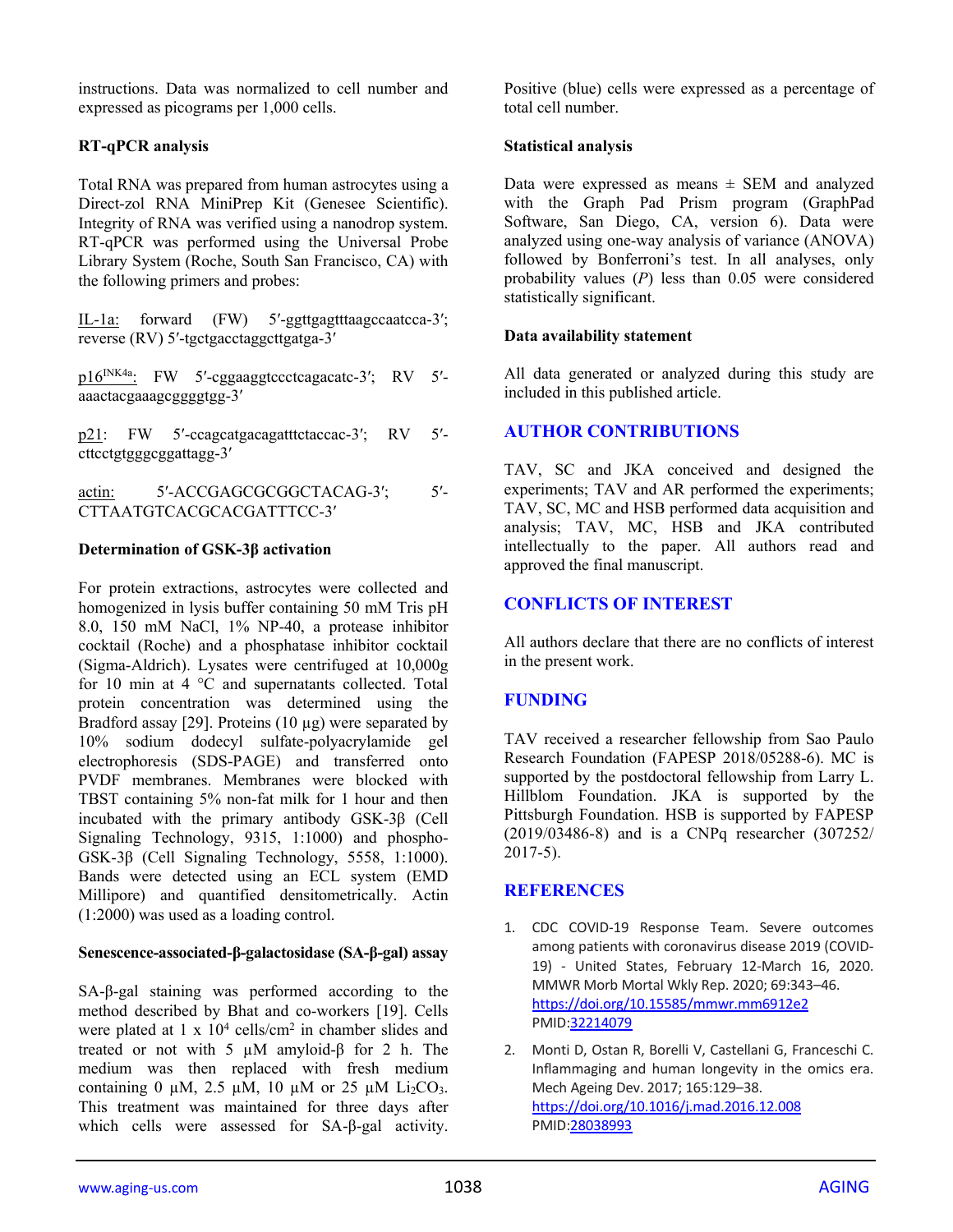instructions. Data was normalized to cell number and expressed as picograms per 1,000 cells.

### RT-qPCR analysis

Total RNA was prepared from human astrocytes using a Direct-zol RNA MiniPrep Kit (Genesee Scientific). Integrity of RNA was verified using a nanodrop system. RT-qPCR was performed using the Universal Probe Library System (Roche, South San Francisco, CA) with the following primers and probes:

IL-1a: forward (FW) 5′-ggttgagtttaagccaatcca-3′; reverse (RV) 5′-tgctgacctaggcttgatga-3′

$p16^{INK4a}$: FW 5′-cggaaggtccctcagacatc-3′; RV 5′-aaactacgaaagcggggtgg-3′

p21: FW 5′-ccagcatgacagatttctaccac-3′; RV 5′-cttcctgtgggcggattagg-3′

actin: 5′-ACCGAGCGCGGCTACAG-3′; 5′-CTTAATGTCACGCACGATTTCC-3′

### Determination of GSK-3β activation

For protein extractions, astrocytes were collected and homogenized in lysis buffer containing 50 mM Tris pH 8.0, 150 mM NaCl, 1% NP-40, a protease inhibitor cocktail (Roche) and a phosphatase inhibitor cocktail (Sigma-Aldrich). Lysates were centrifuged at 10,000g for 10 min at 4 °C and supernatants collected. Total protein concentration was determined using the Bradford assay [29]. Proteins (10 µg) were separated by 10% sodium dodecyl sulfate-polyacrylamide gel electrophoresis (SDS-PAGE) and transferred onto PVDF membranes. Membranes were blocked with TBST containing 5% non-fat milk for 1 hour and then incubated with the primary antibody GSK-3β (Cell Signaling Technology, 9315, 1:1000) and phospho-GSK-3β (Cell Signaling Technology, 5558, 1:1000). Bands were detected using an ECL system (EMD Millipore) and quantified densitometrically. Actin (1:2000) was used as a loading control.

### Senescence-associated-β-galactosidase (SA-β-gal) assay

SA-β-gal staining was performed according to the method described by Bhat and co-workers [19]. Cells were plated at $1 \times 10^4$ cells/cm$^2$ in chamber slides and treated or not with 5 µM amyloid-β for 2 h. The medium was then replaced with fresh medium containing 0 µM, 2.5 µM, 10 µM or 25 µM $Li_2CO_3$. This treatment was maintained for three days after which cells were assessed for SA-β-gal activity. Positive (blue) cells were expressed as a percentage of total cell number.

### Statistical analysis

Data were expressed as means ± SEM and analyzed with the Graph Pad Prism program (GraphPad Software, San Diego, CA, version 6). Data were analyzed using one-way analysis of variance (ANOVA) followed by Bonferroni's test. In all analyses, only probability values ($P$) less than 0.05 were considered statistically significant.

### Data availability statement

All data generated or analyzed during this study are included in this published article.

## AUTHOR CONTRIBUTIONS

TAV, SC and JKA conceived and designed the experiments; TAV and AR performed the experiments; TAV, SC, MC and HSB performed data acquisition and analysis; TAV, MC, HSB and JKA contributed intellectually to the paper. All authors read and approved the final manuscript.

## CONFLICTS OF INTEREST

All authors declare that there are no conflicts of interest in the present work.

## FUNDING

TAV received a researcher fellowship from Sao Paulo Research Foundation (FAPESP 2018/05288-6). MC is supported by the postdoctoral fellowship from Larry L. Hillblom Foundation. JKA is supported by the Pittsburgh Foundation. HSB is supported by FAPESP (2019/03486-8) and is a CNPq researcher (307252/2017-5).

## REFERENCES

1. CDC COVID-19 Response Team. Severe outcomes among patients with coronavirus disease 2019 (COVID-19) - United States, February 12-March 16, 2020. MMWR Morb Mortal Wkly Rep. 2020; 69:343–46. https://doi.org/10.15585/mmwr.mm6912e2 PMID:32214079

2. Monti D, Ostan R, Borelli V, Castellani G, Franceschi C. Inflammaging and human longevity in the omics era. Mech Ageing Dev. 2017; 165:129–38. https://doi.org/10.1016/j.mad.2016.12.008 PMID:28038993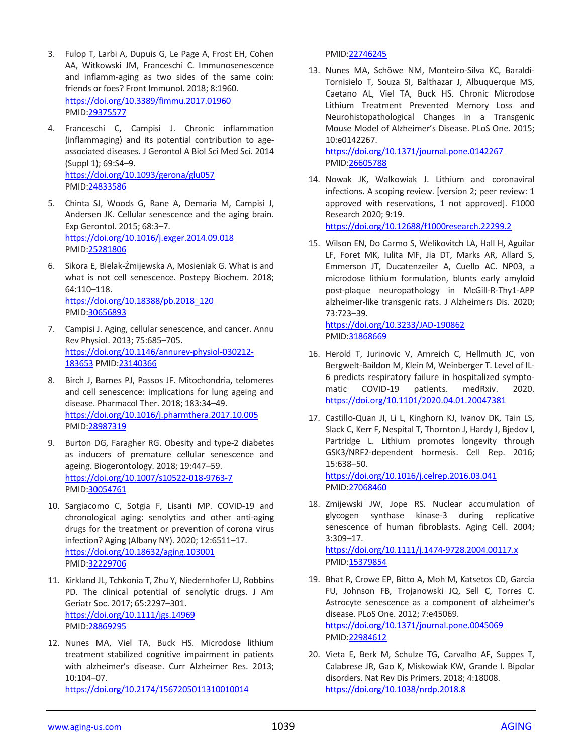3. Fulop T, Larbi A, Dupuis G, Le Page A, Frost EH, Cohen AA, Witkowski JM, Franceschi C. Immunosenescence and inflamm-aging as two sides of the same coin: friends or foes? Front Immunol. 2018; 8:1960. https://doi.org/10.3389/fimmu.2017.01960 PMID:29375577

4. Franceschi C, Campisi J. Chronic inflammation (inflammaging) and its potential contribution to age-associated diseases. J Gerontol A Biol Sci Med Sci. 2014 (Suppl 1); 69:S4–9. https://doi.org/10.1093/gerona/glu057 PMID:24833586

5. Chinta SJ, Woods G, Rane A, Demaria M, Campisi J, Andersen JK. Cellular senescence and the aging brain. Exp Gerontol. 2015; 68:3–7. https://doi.org/10.1016/j.exger.2014.09.018 PMID:25281806

6. Sikora E, Bielak-Żmijewska A, Mosieniak G. What is and what is not cell senescence. Postepy Biochem. 2018; 64:110–118. https://doi.org/10.18388/pb.2018_120 PMID:30656893

7. Campisi J. Aging, cellular senescence, and cancer. Annu Rev Physiol. 2013; 75:685–705. https://doi.org/10.1146/annurev-physiol-030212-183653 PMID:23140366

8. Birch J, Barnes PJ, Passos JF. Mitochondria, telomeres and cell senescence: implications for lung ageing and disease. Pharmacol Ther. 2018; 183:34–49. https://doi.org/10.1016/j.pharmthera.2017.10.005 PMID:28987319

9. Burton DG, Faragher RG. Obesity and type-2 diabetes as inducers of premature cellular senescence and ageing. Biogerontology. 2018; 19:447–59. https://doi.org/10.1007/s10522-018-9763-7 PMID:30054761

10. Sargiacomo C, Sotgia F, Lisanti MP. COVID-19 and chronological aging: senolytics and other anti-aging drugs for the treatment or prevention of corona virus infection? Aging (Albany NY). 2020; 12:6511–17. https://doi.org/10.18632/aging.103001 PMID:32229706

11. Kirkland JL, Tchkonia T, Zhu Y, Niedernhofer LJ, Robbins PD. The clinical potential of senolytic drugs. J Am Geriatr Soc. 2017; 65:2297–301. https://doi.org/10.1111/jgs.14969 PMID:28869295

12. Nunes MA, Viel TA, Buck HS. Microdose lithium treatment stabilized cognitive impairment in patients with alzheimer's disease. Curr Alzheimer Res. 2013; 10:104–07. https://doi.org/10.2174/1567205011310010014 PMID:22746245

13. Nunes MA, Schöwe NM, Monteiro-Silva KC, Baraldi-Tornisielo T, Souza SI, Balthazar J, Albuquerque MS, Caetano AL, Viel TA, Buck HS. Chronic Microdose Lithium Treatment Prevented Memory Loss and Neurohistopathological Changes in a Transgenic Mouse Model of Alzheimer's Disease. PLoS One. 2015; 10:e0142267. https://doi.org/10.1371/journal.pone.0142267 PMID:26605788

14. Nowak JK, Walkowiak J. Lithium and coronaviral infections. A scoping review. [version 2; peer review: 1 approved with reservations, 1 not approved]. F1000 Research 2020; 9:19. https://doi.org/10.12688/f1000research.22299.2

15. Wilson EN, Do Carmo S, Welikovitch LA, Hall H, Aguilar LF, Foret MK, Iulita MF, Jia DT, Marks AR, Allard S, Emmerson JT, Ducatenzeiler A, Cuello AC. NP03, a microdose lithium formulation, blunts early amyloid post-plaque neuropathology in McGill-R-Thy1-APP alzheimer-like transgenic rats. J Alzheimers Dis. 2020; 73:723–39. https://doi.org/10.3233/JAD-190862 PMID:31868669

16. Herold T, Jurinovic V, Arnreich C, Hellmuth JC, von Bergwelt-Baildon M, Klein M, Weinberger T. Level of IL-6 predicts respiratory failure in hospitalized symptomatic COVID-19 patients. medRxiv. 2020. https://doi.org/10.1101/2020.04.01.20047381

17. Castillo-Quan JI, Li L, Kinghorn KJ, Ivanov DK, Tain LS, Slack C, Kerr F, Nespital T, Thornton J, Hardy J, Bjedov I, Partridge L. Lithium promotes longevity through GSK3/NRF2-dependent hormesis. Cell Rep. 2016; 15:638–50. https://doi.org/10.1016/j.celrep.2016.03.041 PMID:27068460

18. Zmijewski JW, Jope RS. Nuclear accumulation of glycogen synthase kinase-3 during replicative senescence of human fibroblasts. Aging Cell. 2004; 3:309–17. https://doi.org/10.1111/j.1474-9728.2004.00117.x PMID:15379854

19. Bhat R, Crowe EP, Bitto A, Moh M, Katsetos CD, Garcia FU, Johnson FB, Trojanowski JQ, Sell C, Torres C. Astrocyte senescence as a component of alzheimer's disease. PLoS One. 2012; 7:e45069. https://doi.org/10.1371/journal.pone.0045069 PMID:22984612

20. Vieta E, Berk M, Schulze TG, Carvalho AF, Suppes T, Calabrese JR, Gao K, Miskowiak KW, Grande I. Bipolar disorders. Nat Rev Dis Primers. 2018; 4:18008. https://doi.org/10.1038/nrdp.2018.8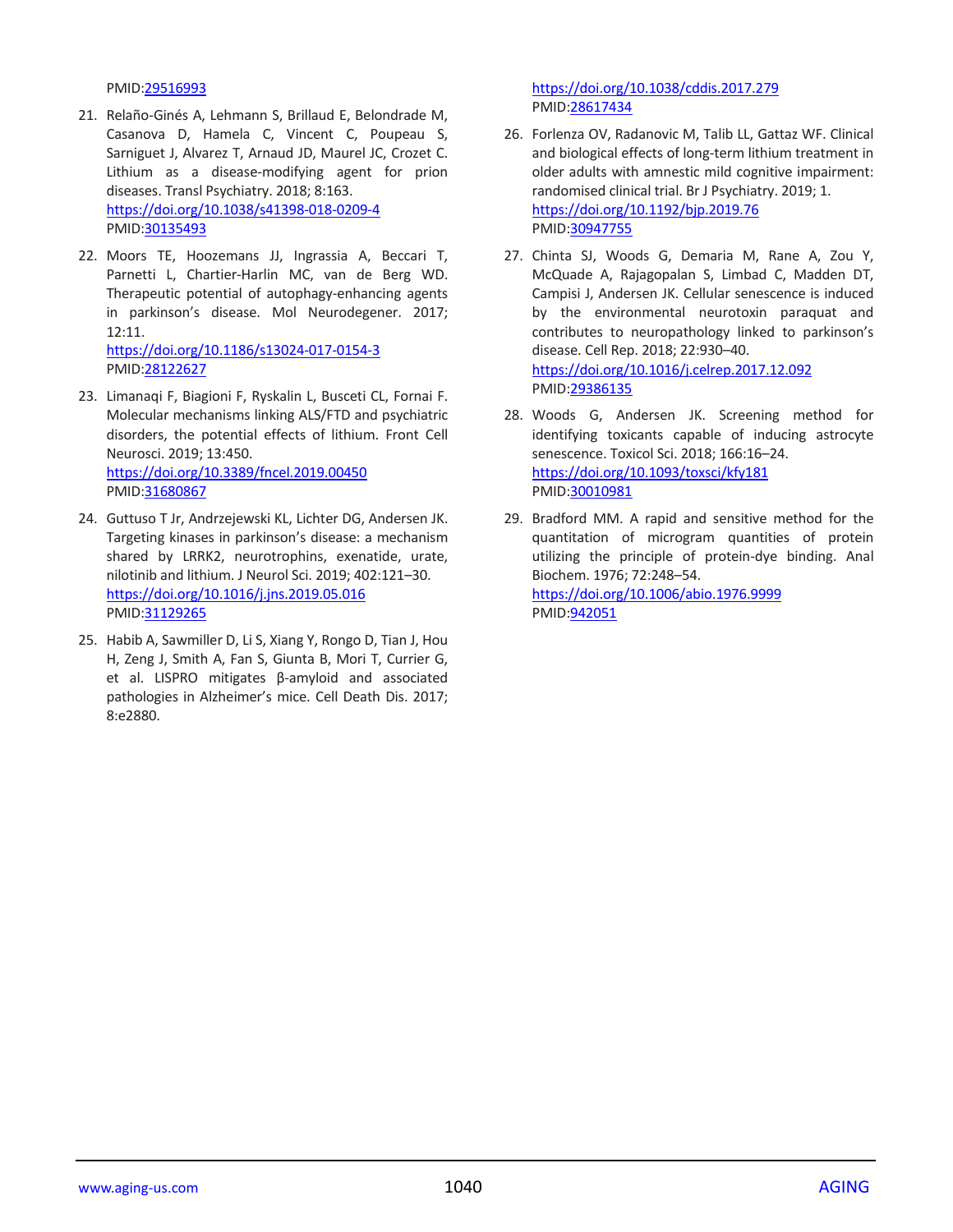PMID:29516993

21. Relaño-Ginés A, Lehmann S, Brillaud E, Belondrade M, Casanova D, Hamela C, Vincent C, Poupeau S, Sarniguet J, Alvarez T, Arnaud JD, Maurel JC, Crozet C. Lithium as a disease-modifying agent for prion diseases. Transl Psychiatry. 2018; 8:163. https://doi.org/10.1038/s41398-018-0209-4 PMID:30135493

22. Moors TE, Hoozemans JJ, Ingrassia A, Beccari T, Parnetti L, Chartier-Harlin MC, van de Berg WD. Therapeutic potential of autophagy-enhancing agents in parkinson's disease. Mol Neurodegener. 2017; 12:11. https://doi.org/10.1186/s13024-017-0154-3 PMID:28122627

23. Limanaqi F, Biagioni F, Ryskalin L, Busceti CL, Fornai F. Molecular mechanisms linking ALS/FTD and psychiatric disorders, the potential effects of lithium. Front Cell Neurosci. 2019; 13:450. https://doi.org/10.3389/fncel.2019.00450 PMID:31680867

24. Guttuso T Jr, Andrzejewski KL, Lichter DG, Andersen JK. Targeting kinases in parkinson's disease: a mechanism shared by LRRK2, neurotrophins, exenatide, urate, nilotinib and lithium. J Neurol Sci. 2019; 402:121–30. https://doi.org/10.1016/j.jns.2019.05.016 PMID:31129265

25. Habib A, Sawmiller D, Li S, Xiang Y, Rongo D, Tian J, Hou H, Zeng J, Smith A, Fan S, Giunta B, Mori T, Currier G, et al. LISPRO mitigates β-amyloid and associated pathologies in Alzheimer's mice. Cell Death Dis. 2017; 8:e2880. https://doi.org/10.1038/cddis.2017.279 PMID:28617434

26. Forlenza OV, Radanovic M, Talib LL, Gattaz WF. Clinical and biological effects of long-term lithium treatment in older adults with amnestic mild cognitive impairment: randomised clinical trial. Br J Psychiatry. 2019; 1. https://doi.org/10.1192/bjp.2019.76 PMID:30947755

27. Chinta SJ, Woods G, Demaria M, Rane A, Zou Y, McQuade A, Rajagopalan S, Limbad C, Madden DT, Campisi J, Andersen JK. Cellular senescence is induced by the environmental neurotoxin paraquat and contributes to neuropathology linked to parkinson's disease. Cell Rep. 2018; 22:930–40. https://doi.org/10.1016/j.celrep.2017.12.092 PMID:29386135

28. Woods G, Andersen JK. Screening method for identifying toxicants capable of inducing astrocyte senescence. Toxicol Sci. 2018; 166:16–24. https://doi.org/10.1093/toxsci/kfy181 PMID:30010981

29. Bradford MM. A rapid and sensitive method for the quantitation of microgram quantities of protein utilizing the principle of protein-dye binding. Anal Biochem. 1976; 72:248–54. https://doi.org/10.1006/abio.1976.9999 PMID:942051